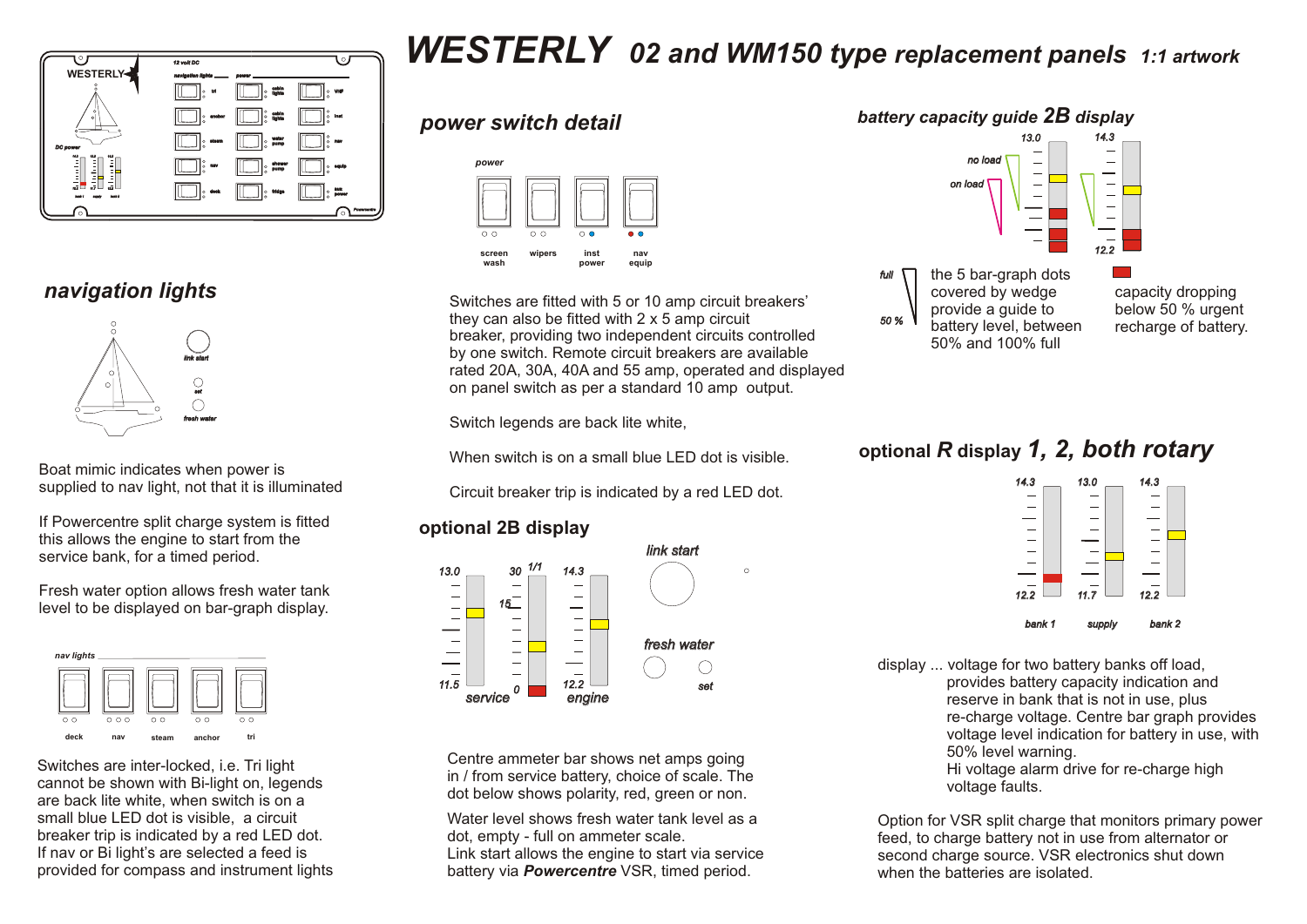# WESTERLY 02 and WM150 type replacement panels *1:1 artwork*

## *navigation lights*

Boat mimic indicates when power is supplied to nav light, not that it is illuminated

If Powercentre split charge system is fitted this allows the engine to start from the service bank, for a timed period.

Fresh water option allows fresh water tank level to be displayed on bar-graph display.

Switches are inter-locked, i.e. Tri light cannot be shown with Bi-light on, legends are back lite white, when switch is on a small blue LED dot is visible, a circuit breaker trip is indicated by a red LED dot. If nav or Bi light's are selected a feed is provided for compass and instrument lights

## *power switch detail*

Switches are fitted with 5 or 10 amp circuit breakers' they can also be fitted with 2 x 5 amp circuit breaker, providing two independent circuits controlled by one switch. Remote circuit breakers are available rated 20A, 30A, 40A and 55 amp, operated and displayed on panel switch as per a standard 10 amp output.

Switch legends are back lite white,

When switch is on a small blue LED dot is visible.

Circuit breaker trip is indicated by a red LED dot.

## optional 2B display

Centre ammeter bar shows net amps going in / from service battery, choice of scale. The dot below shows polarity, red, green or non.

Water level shows fresh water tank level as a dot, empty - full on ammeter scale.
Link start allows the engine to start via service battery via ***Powercentre*** VSR, timed period.

## *battery capacity guide 2B display*

the 5 bar-graph dots covered by wedge provide a guide to battery level, between 50% and 100% full

capacity dropping below 50 % urgent recharge of battery.

## optional *R* display *1, 2, both rotary*

display ... voltage for two battery banks off load, provides battery capacity indication and reserve in bank that is not in use, plus re-charge voltage. Centre bar graph provides voltage level indication for battery in use, with 50% level warning.
Hi voltage alarm drive for re-charge high voltage faults.

Option for VSR split charge that monitors primary power feed, to charge battery not in use from alternator or second charge source. VSR electronics shut down when the batteries are isolated.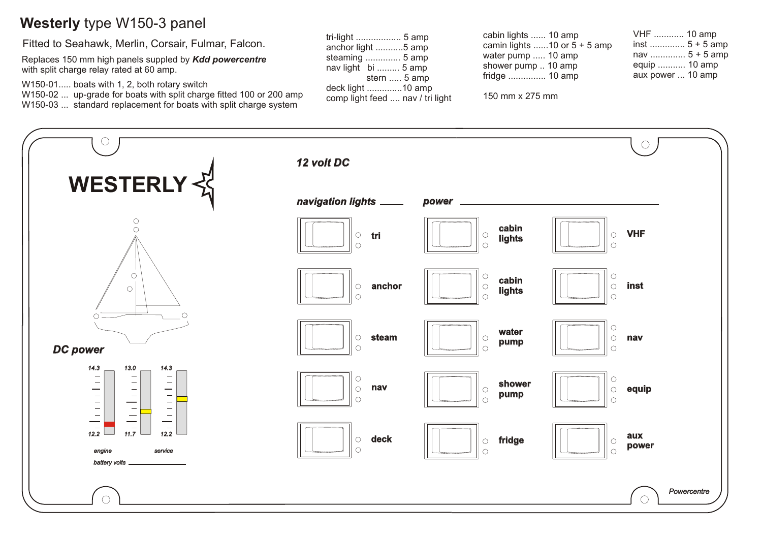# **Westerly** type W150-3 panel

Fitted to Seahawk, Merlin, Corsair, Fulmar, Falcon.

Replaces 150 mm high panels suppled by ***Kdd powercentre*** with split charge relay rated at 60 amp.

W150-01..... boats with 1, 2, both rotary switch
W150-02 ... up-grade for boats with split charge fitted 100 or 200 amp
W150-03 ... standard replacement for boats with split charge system

tri-light .................. 5 amp
anchor light ...........5 amp
steaming ............. 5 amp
nav light bi ......... 5 amp
stern ..... 5 amp
deck light ..............10 amp
comp light feed .... nav / tri light

cabin lights ...... 10 amp
camin lights ......10 or 5 + 5 amp
water pump ..... 10 amp
shower pump .. 10 amp
fridge ............... 10 amp

150 mm x 275 mm

VHF ............ 10 amp
inst ............. 5 + 5 amp
nav .............. 5 + 5 amp
equip ........... 10 amp
aux power ... 10 amp

**WESTERLY**

***12 volt DC***

***navigation lights***

**tri**

**anchor**

**steam**

**nav**

**deck**

***power***

**cabin lights**

**cabin lights**

**water pump**

**shower pump**

**fridge**

**VHF**

**inst**

**nav**

**equip**

**aux power**

***DC power***

*14.3* *12.2* *13.0* *11.7* *14.3* *12.2*

*engine* *service*

*battery volts*

*Powercentre*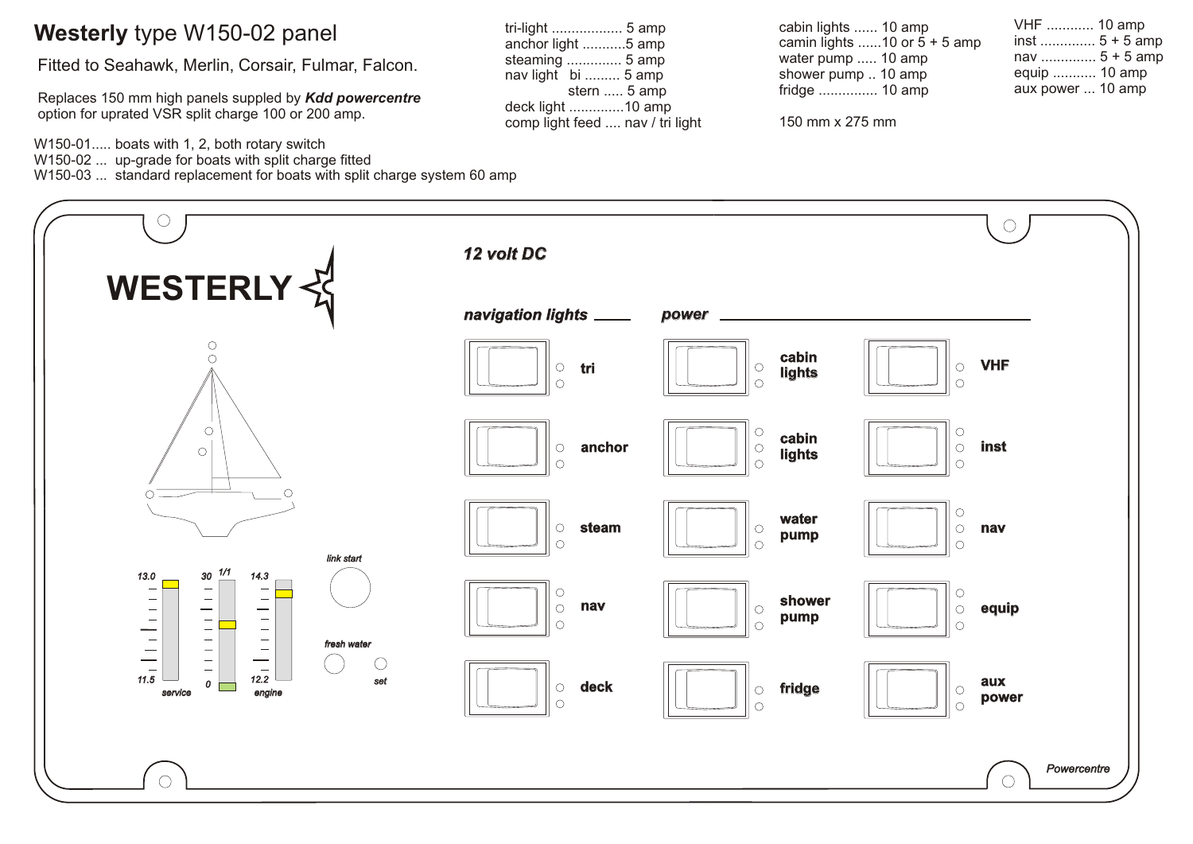# **Westerly** type W150-02 panel

Fitted to Seahawk, Merlin, Corsair, Fulmar, Falcon.

Replaces 150 mm high panels suppled by ***Kdd powercentre***
option for uprated VSR split charge 100 or 200 amp.

W150-01..... boats with 1, 2, both rotary switch
W150-02 ... up-grade for boats with split charge fitted
W150-03 ... standard replacement for boats with split charge system 60 amp

tri-light .................. 5 amp
anchor light ...........5 amp
steaming .............. 5 amp
nav light bi ......... 5 amp
stern ..... 5 amp
deck light ..............10 amp
comp light feed .... nav / tri light

cabin lights ...... 10 amp
camin lights ......10 or 5 + 5 amp
water pump ..... 10 amp
shower pump .. 10 amp
fridge ............... 10 amp

150 mm x 275 mm

VHF ............ 10 amp
inst .............. 5 + 5 amp
nav .............. 5 + 5 amp
equip ........... 10 amp
aux power ... 10 amp

**WESTERLY**

***12 volt DC***

***navigation lights***

tri
anchor
steam
nav
deck

***power***

cabin lights
cabin lights
water pump
shower pump
fridge

VHF
inst
nav
equip
aux power

13.0 — 11.5 service
30 1/1 — 0
14.3 — 12.2 engine

link start
fresh water
set

*Powercentre*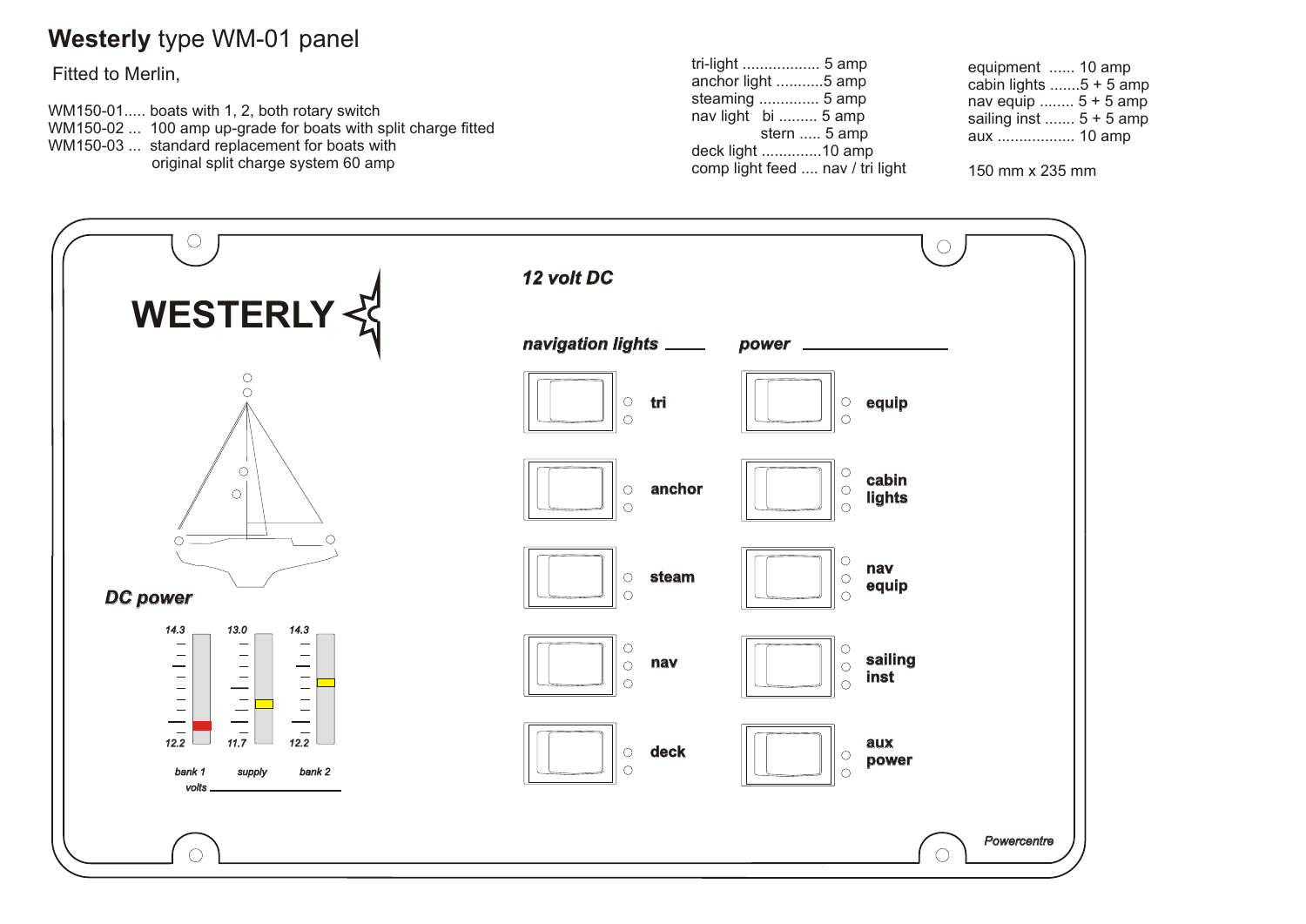# **Westerly** type WM-01 panel

Fitted to Merlin,

WM150-01..... boats with 1, 2, both rotary switch
WM150-02 ... 100 amp up-grade for boats with split charge fitted
WM150-03 ... standard replacement for boats with original split charge system 60 amp

tri-light .................. 5 amp
anchor light ...........5 amp
steaming ............. 5 amp
nav light bi ......... 5 amp
stern ..... 5 amp
deck light ..............10 amp
comp light feed .... nav / tri light

equipment ...... 10 amp
cabin lights .......5 + 5 amp
nav equip ........ 5 + 5 amp
sailing inst ....... 5 + 5 amp
aux .................. 10 amp

150 mm x 235 mm

WESTERLY

*12 volt DC*

*navigation lights*

tri
anchor
steam
nav
deck

*power*

equip
cabin lights
nav equip
sailing inst
aux power

*DC power*

14.3 13.0 14.3

12.2 11.7 12.2

bank 1 supply bank 2

volts

Powercentre